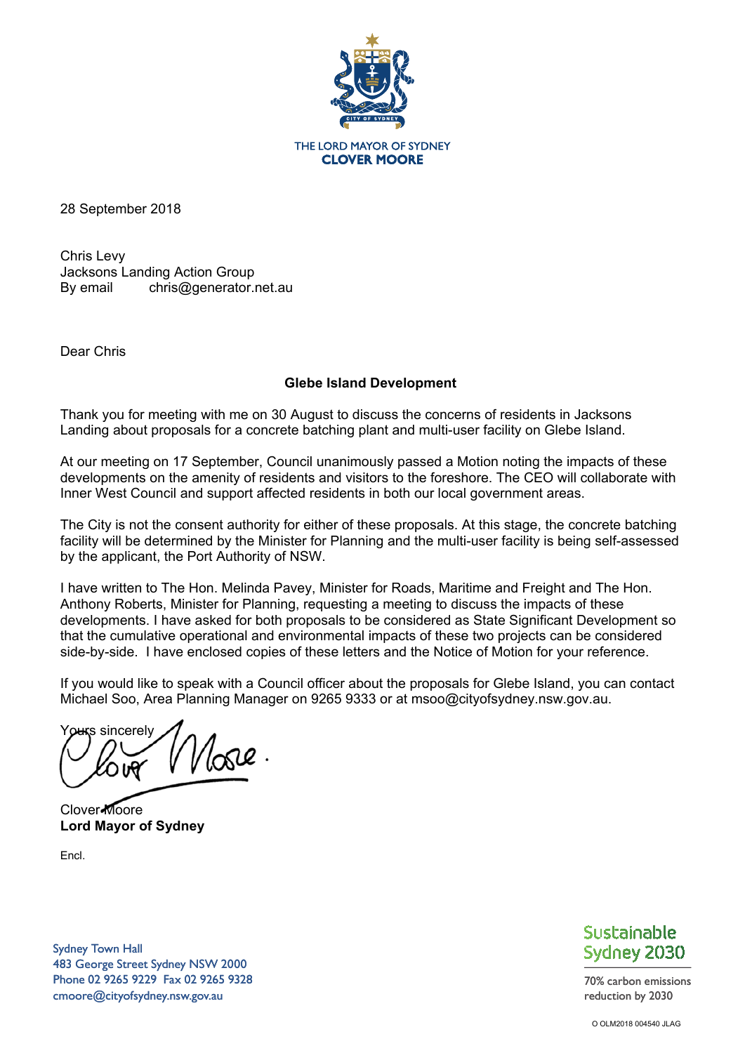THE LORD MAYOR OF SYDNEY
**CLOVER MOORE**

28 September 2018

Chris Levy
Jacksons Landing Action Group
By email chris@generator.net.au

Dear Chris

**Glebe Island Development**

Thank you for meeting with me on 30 August to discuss the concerns of residents in Jacksons Landing about proposals for a concrete batching plant and multi-user facility on Glebe Island.

At our meeting on 17 September, Council unanimously passed a Motion noting the impacts of these developments on the amenity of residents and visitors to the foreshore. The CEO will collaborate with Inner West Council and support affected residents in both our local government areas.

The City is not the consent authority for either of these proposals. At this stage, the concrete batching facility will be determined by the Minister for Planning and the multi-user facility is being self-assessed by the applicant, the Port Authority of NSW.

I have written to The Hon. Melinda Pavey, Minister for Roads, Maritime and Freight and The Hon. Anthony Roberts, Minister for Planning, requesting a meeting to discuss the impacts of these developments. I have asked for both proposals to be considered as State Significant Development so that the cumulative operational and environmental impacts of these two projects can be considered side-by-side. I have enclosed copies of these letters and the Notice of Motion for your reference.

If you would like to speak with a Council officer about the proposals for Glebe Island, you can contact Michael Soo, Area Planning Manager on 9265 9333 or at msoo@cityofsydney.nsw.gov.au.

Yours sincerely

Clover Moore
**Lord Mayor of Sydney**

Encl.

Sydney Town Hall
483 George Street Sydney NSW 2000
Phone 02 9265 9229 Fax 02 9265 9328
cmoore@cityofsydney.nsw.gov.au

Sustainable Sydney 2030
70% carbon emissions reduction by 2030

O OLM2018 004540 JLAG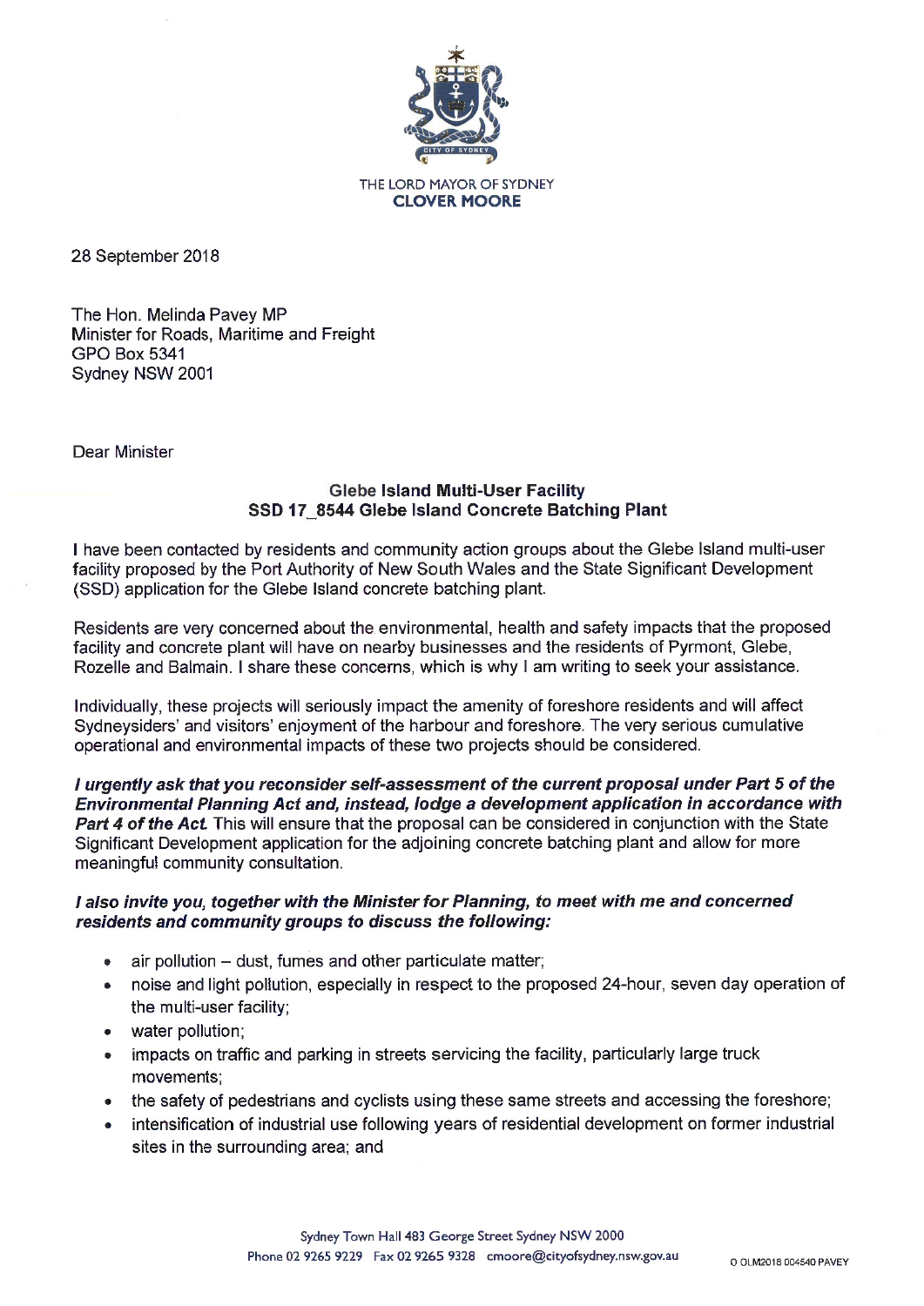THE LORD MAYOR OF SYDNEY
**CLOVER MOORE**

28 September 2018

The Hon. Melinda Pavey MP
Minister for Roads, Maritime and Freight
GPO Box 5341
Sydney NSW 2001

Dear Minister

**Glebe Island Multi-User Facility**
**SSD 17_8544 Glebe Island Concrete Batching Plant**

I have been contacted by residents and community action groups about the Glebe Island multi-user facility proposed by the Port Authority of New South Wales and the State Significant Development (SSD) application for the Glebe Island concrete batching plant.

Residents are very concerned about the environmental, health and safety impacts that the proposed facility and concrete plant will have on nearby businesses and the residents of Pyrmont, Glebe, Rozelle and Balmain. I share these concerns, which is why I am writing to seek your assistance.

Individually, these projects will seriously impact the amenity of foreshore residents and will affect Sydneysiders' and visitors' enjoyment of the harbour and foreshore. The very serious cumulative operational and environmental impacts of these two projects should be considered.

***I urgently ask that you reconsider self-assessment of the current proposal under Part 5 of the Environmental Planning Act and, instead, lodge a development application in accordance with Part 4 of the Act.*** This will ensure that the proposal can be considered in conjunction with the State Significant Development application for the adjoining concrete batching plant and allow for more meaningful community consultation.

***I also invite you, together with the Minister for Planning, to meet with me and concerned residents and community groups to discuss the following:***

- air pollution – dust, fumes and other particulate matter;
- noise and light pollution, especially in respect to the proposed 24-hour, seven day operation of the multi-user facility;
- water pollution;
- impacts on traffic and parking in streets servicing the facility, particularly large truck movements;
- the safety of pedestrians and cyclists using these same streets and accessing the foreshore;
- intensification of industrial use following years of residential development on former industrial sites in the surrounding area; and

Sydney Town Hall 483 George Street Sydney NSW 2000
Phone 02 9265 9229 Fax 02 9265 9328 cmoore@cityofsydney.nsw.gov.au

O OLM2018 004540 PAVEY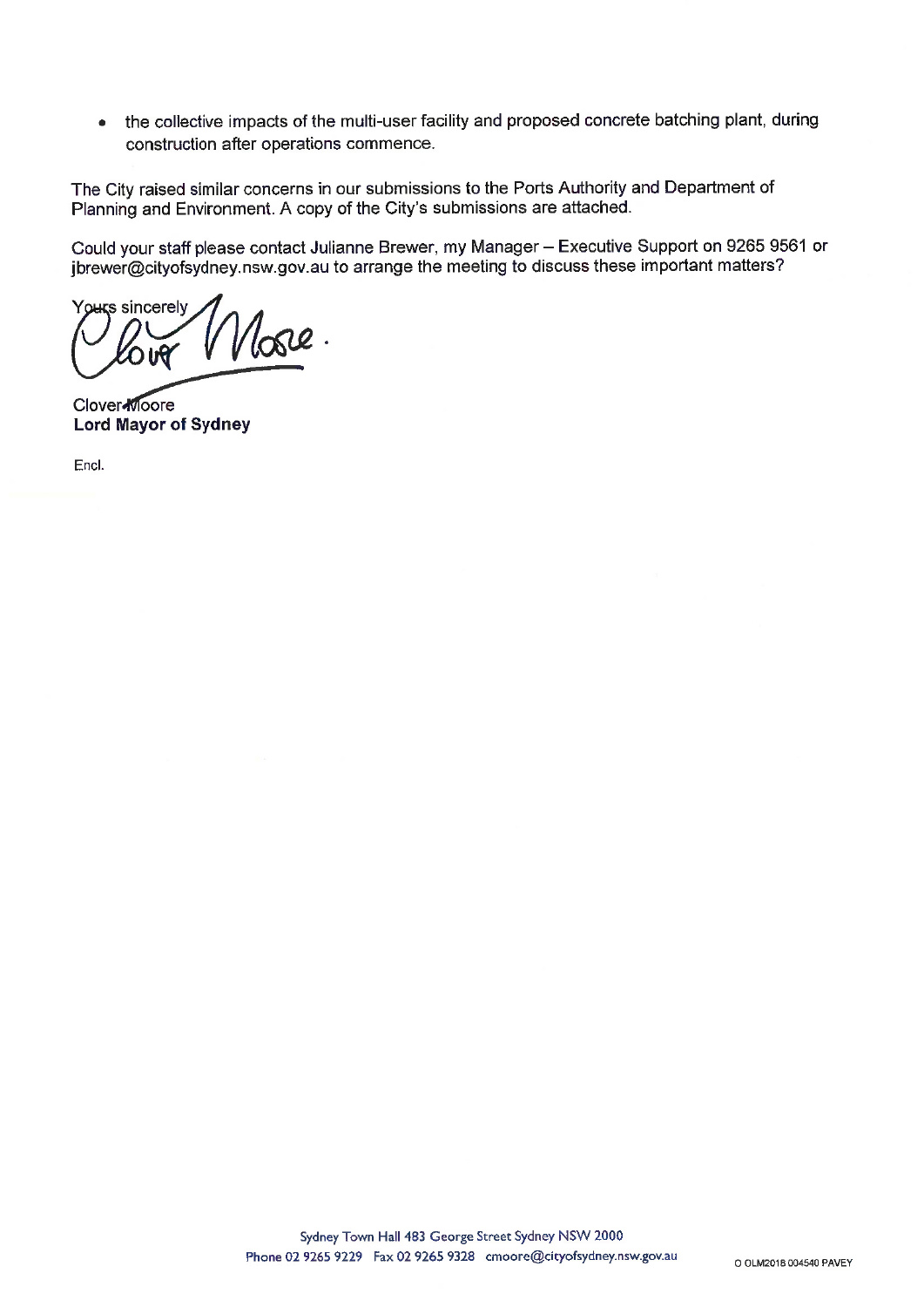- the collective impacts of the multi-user facility and proposed concrete batching plant, during construction after operations commence.

The City raised similar concerns in our submissions to the Ports Authority and Department of Planning and Environment. A copy of the City's submissions are attached.

Could your staff please contact Julianne Brewer, my Manager – Executive Support on 9265 9561 or jbrewer@cityofsydney.nsw.gov.au to arrange the meeting to discuss these important matters?

Yours sincerely

Clover Moore
**Lord Mayor of Sydney**

Encl.

Sydney Town Hall 483 George Street Sydney NSW 2000
Phone 02 9265 9229 Fax 02 9265 9328 cmoore@cityofsydney.nsw.gov.au

O OLM2018 004540 PAVEY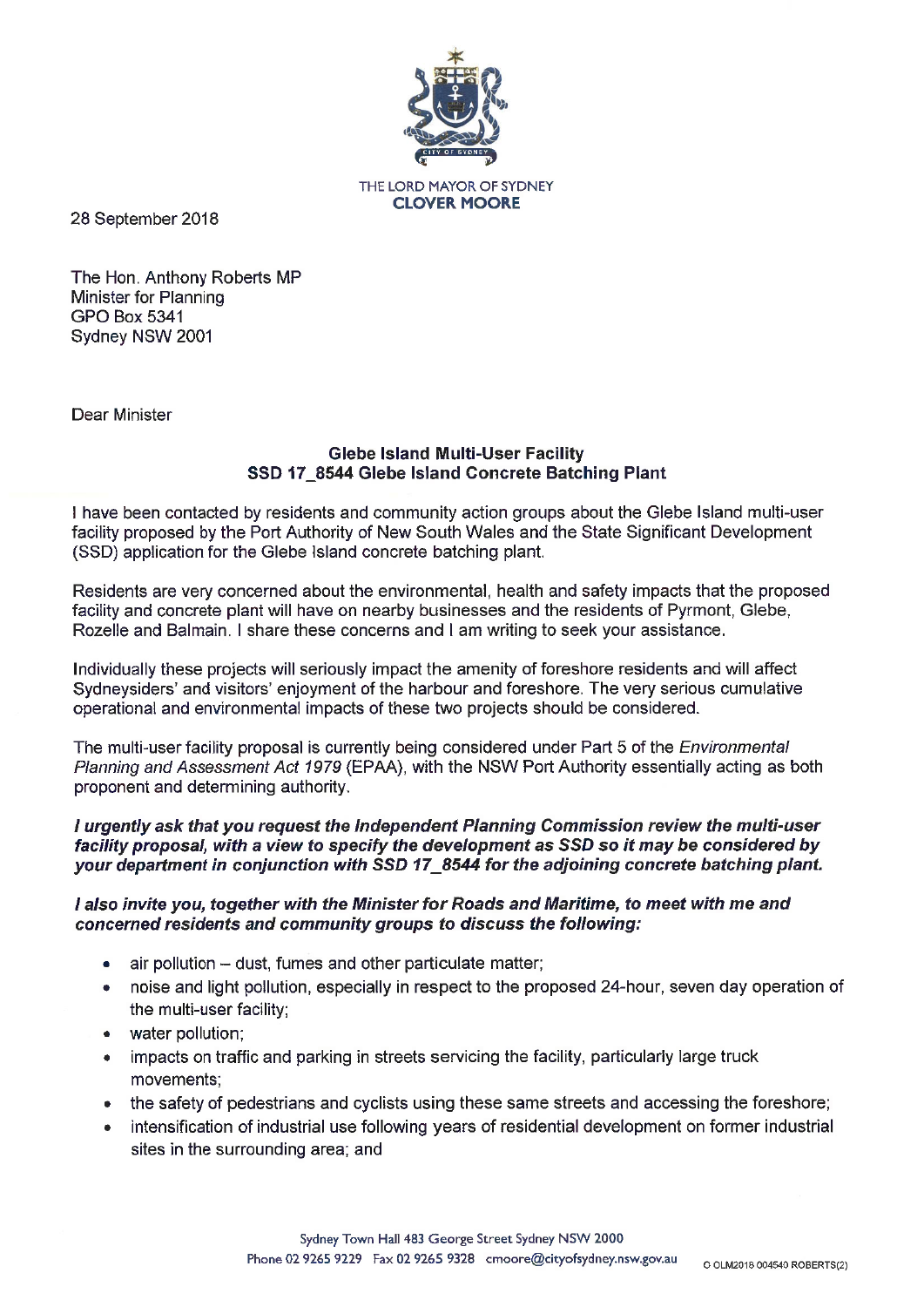THE LORD MAYOR OF SYDNEY
**CLOVER MOORE**

28 September 2018

The Hon. Anthony Roberts MP
Minister for Planning
GPO Box 5341
Sydney NSW 2001

Dear Minister

**Glebe Island Multi-User Facility**
**SSD 17_8544 Glebe Island Concrete Batching Plant**

I have been contacted by residents and community action groups about the Glebe Island multi-user facility proposed by the Port Authority of New South Wales and the State Significant Development (SSD) application for the Glebe Island concrete batching plant.

Residents are very concerned about the environmental, health and safety impacts that the proposed facility and concrete plant will have on nearby businesses and the residents of Pyrmont, Glebe, Rozelle and Balmain. I share these concerns and I am writing to seek your assistance.

Individually these projects will seriously impact the amenity of foreshore residents and will affect Sydneysiders' and visitors' enjoyment of the harbour and foreshore. The very serious cumulative operational and environmental impacts of these two projects should be considered.

The multi-user facility proposal is currently being considered under Part 5 of the *Environmental Planning and Assessment Act 1979* (EPAA), with the NSW Port Authority essentially acting as both proponent and determining authority.

***I urgently ask that you request the Independent Planning Commission review the multi-user facility proposal, with a view to specify the development as SSD so it may be considered by your department in conjunction with SSD 17_8544 for the adjoining concrete batching plant.***

***I also invite you, together with the Minister for Roads and Maritime, to meet with me and concerned residents and community groups to discuss the following:***

- air pollution – dust, fumes and other particulate matter;
- noise and light pollution, especially in respect to the proposed 24-hour, seven day operation of the multi-user facility;
- water pollution;
- impacts on traffic and parking in streets servicing the facility, particularly large truck movements;
- the safety of pedestrians and cyclists using these same streets and accessing the foreshore;
- intensification of industrial use following years of residential development on former industrial sites in the surrounding area; and

Sydney Town Hall 483 George Street Sydney NSW 2000
Phone 02 9265 9229 Fax 02 9265 9328 cmoore@cityofsydney.nsw.gov.au

O OLM2018 004540 ROBERTS(2)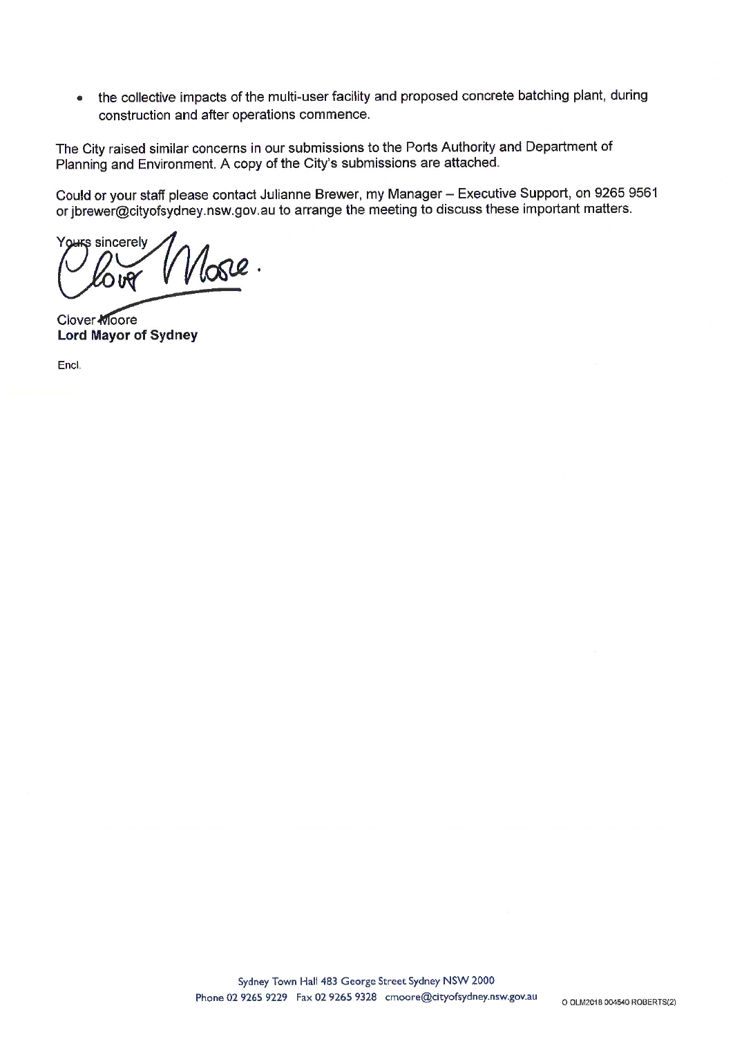- the collective impacts of the multi-user facility and proposed concrete batching plant, during construction and after operations commence.

The City raised similar concerns in our submissions to the Ports Authority and Department of Planning and Environment. A copy of the City's submissions are attached.

Could or your staff please contact Julianne Brewer, my Manager – Executive Support, on 9265 9561 or jbrewer@cityofsydney.nsw.gov.au to arrange the meeting to discuss these important matters.

Yours sincerely

Clover Moore
**Lord Mayor of Sydney**

Encl.

Sydney Town Hall 483 George Street Sydney NSW 2000
Phone 02 9265 9229 Fax 02 9265 9328 cmoore@cityofsydney.nsw.gov.au

O OLM2018 004540 ROBERTS(2)